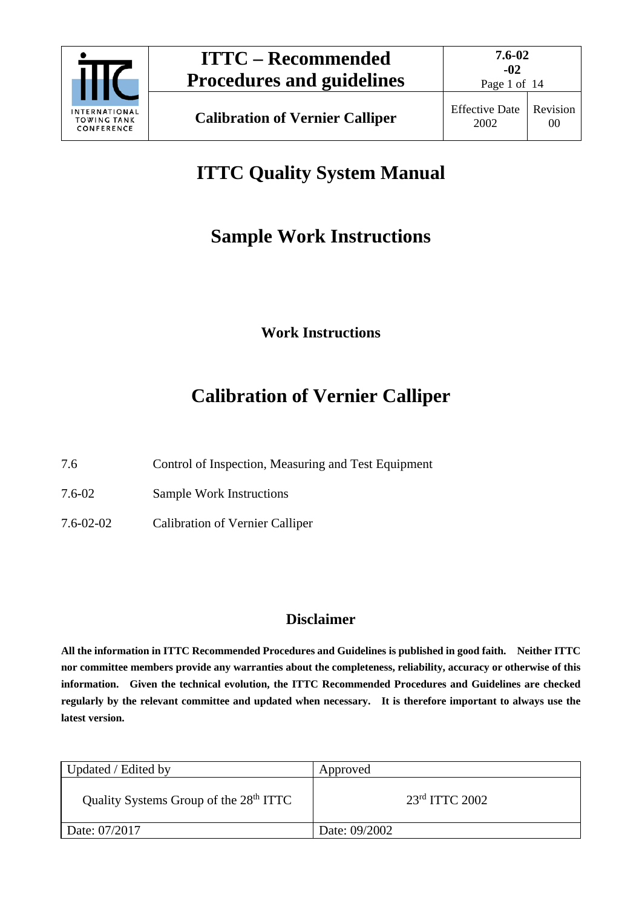# ITTC Quality System Manual

## Sample Work Instructions

### Work Instructions

# Calibration of Vernier Calliper

| | |
|---|---|
| 7.6 | Control of Inspection, Measuring and Test Equipment |
| 7.6-02 | Sample Work Instructions |
| 7.6-02-02 | Calibration of Vernier Calliper |

### Disclaimer

**All the information in ITTC Recommended Procedures and Guidelines is published in good faith. Neither ITTC nor committee members provide any warranties about the completeness, reliability, accuracy or otherwise of this information. Given the technical evolution, the ITTC Recommended Procedures and Guidelines are checked regularly by the relevant committee and updated when necessary. It is therefore important to always use the latest version.**

| Updated / Edited by | Approved |
|---|---|
| Quality Systems Group of the 28th ITTC | 23rd ITTC 2002 |
| Date: 07/2017 | Date: 09/2002 |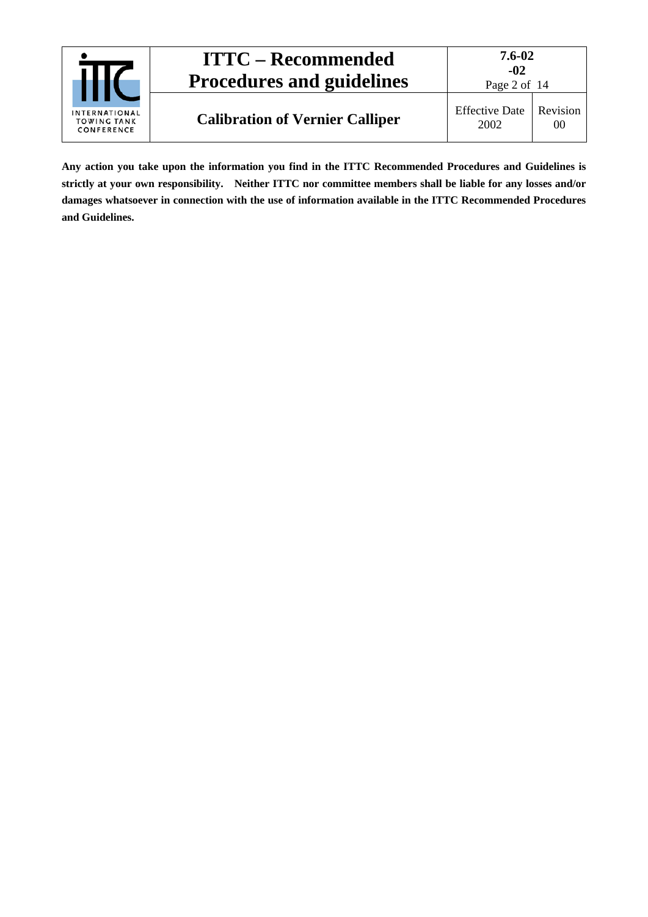**Any action you take upon the information you find in the ITTC Recommended Procedures and Guidelines is strictly at your own responsibility. Neither ITTC nor committee members shall be liable for any losses and/or damages whatsoever in connection with the use of information available in the ITTC Recommended Procedures and Guidelines.**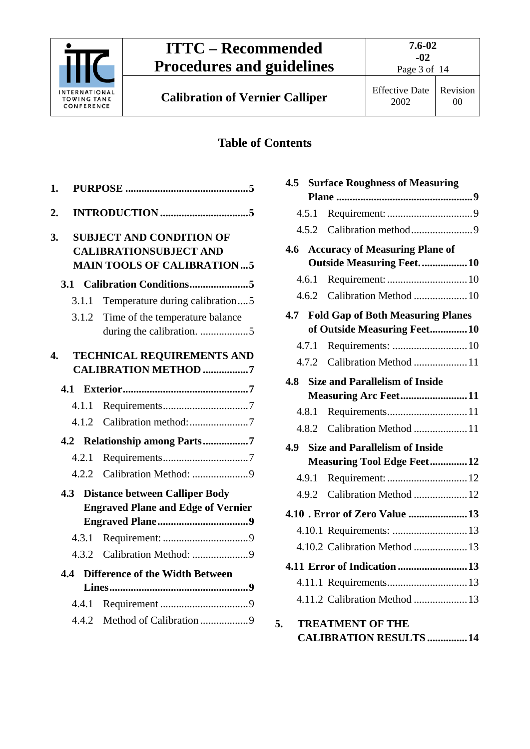## Table of Contents

1. **PURPOSE** ............................................5
2. **INTRODUCTION** ................................5
3. **SUBJECT AND CONDITION OF CALIBRATIONSUBJECT AND MAIN TOOLS OF CALIBRATION** ...5
   - **3.1 Calibration Conditions**......................5
     - 3.1.1 Temperature during calibration....5
     - 3.1.2 Time of the temperature balance during the calibration. ..................5
4. **TECHNICAL REQUIREMENTS AND CALIBRATION METHOD** .................7
   - **4.1 Exterior**...............................................7
     - 4.1.1 Requirements................................7
     - 4.1.2 Calibration method:......................7
   - **4.2 Relationship among Parts**.................7
     - 4.2.1 Requirements................................7
     - 4.2.2 Calibration Method: .....................9
   - **4.3 Distance between Calliper Body Engraved Plane and Edge of Vernier Engraved Plane**.................................9
     - 4.3.1 Requirement: ................................9
     - 4.3.2 Calibration Method: .....................9
   - **4.4 Difference of the Width Between Lines**...................................................9
     - 4.4.1 Requirement .................................9
     - 4.4.2 Method of Calibration ..................9
   - **4.5 Surface Roughness of Measuring Plane** ..................................................9
     - 4.5.1 Requirement: ................................9
     - 4.5.2 Calibration method.......................9
   - **4.6 Accuracy of Measuring Plane of Outside Measuring Feet.**................10
     - 4.6.1 Requirement: ..............................10
     - 4.6.2 Calibration Method ....................10
   - **4.7 Fold Gap of Both Measuring Planes of Outside Measuring Feet**.............10
     - 4.7.1 Requirements: ............................10
     - 4.7.2 Calibration Method ....................11
   - **4.8 Size and Parallelism of Inside Measuring Arc Feet**........................11
     - 4.8.1 Requirements..............................11
     - 4.8.2 Calibration Method ....................11
   - **4.9 Size and Parallelism of Inside Measuring Tool Edge Feet**.............12
     - 4.9.1 Requirement: ..............................12
     - 4.9.2 Calibration Method ....................12
   - **4.10 . Error of Zero Value** ......................13
     - 4.10.1 Requirements: ............................13
     - 4.10.2 Calibration Method ....................13
   - **4.11 Error of Indication** ..........................13
     - 4.11.1 Requirements..............................13
     - 4.11.2 Calibration Method ....................13
5. **TREATMENT OF THE CALIBRATION RESULTS** ...............14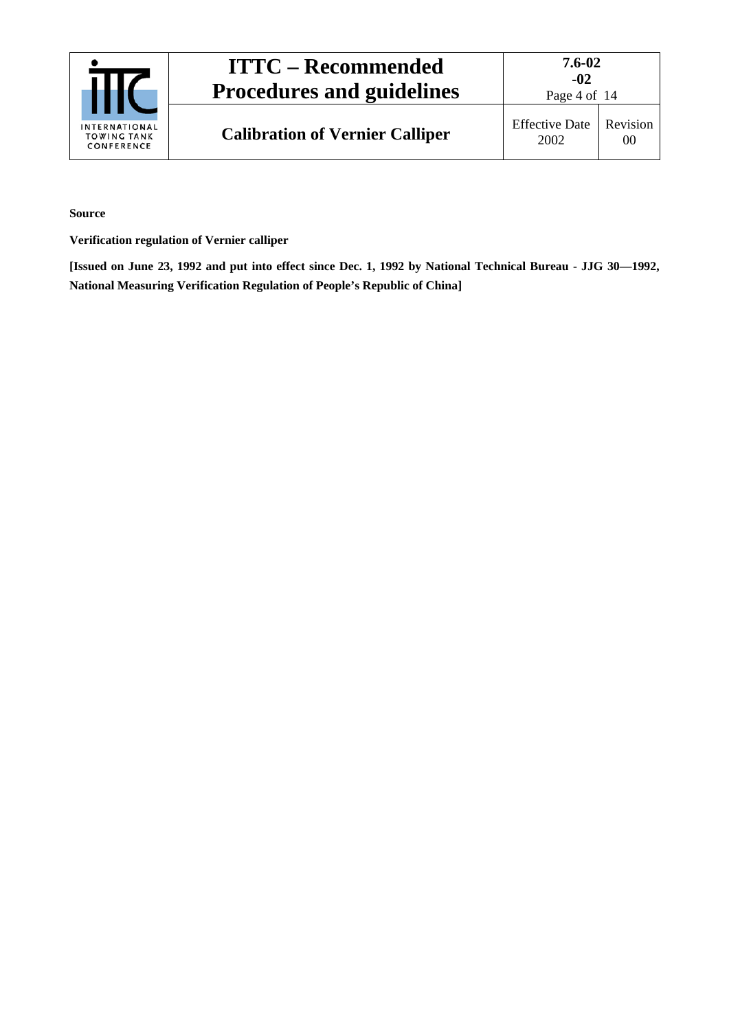**Source**

**Verification regulation of Vernier calliper**

**[Issued on June 23, 1992 and put into effect since Dec. 1, 1992 by National Technical Bureau - JJG 30—1992, National Measuring Verification Regulation of People's Republic of China]**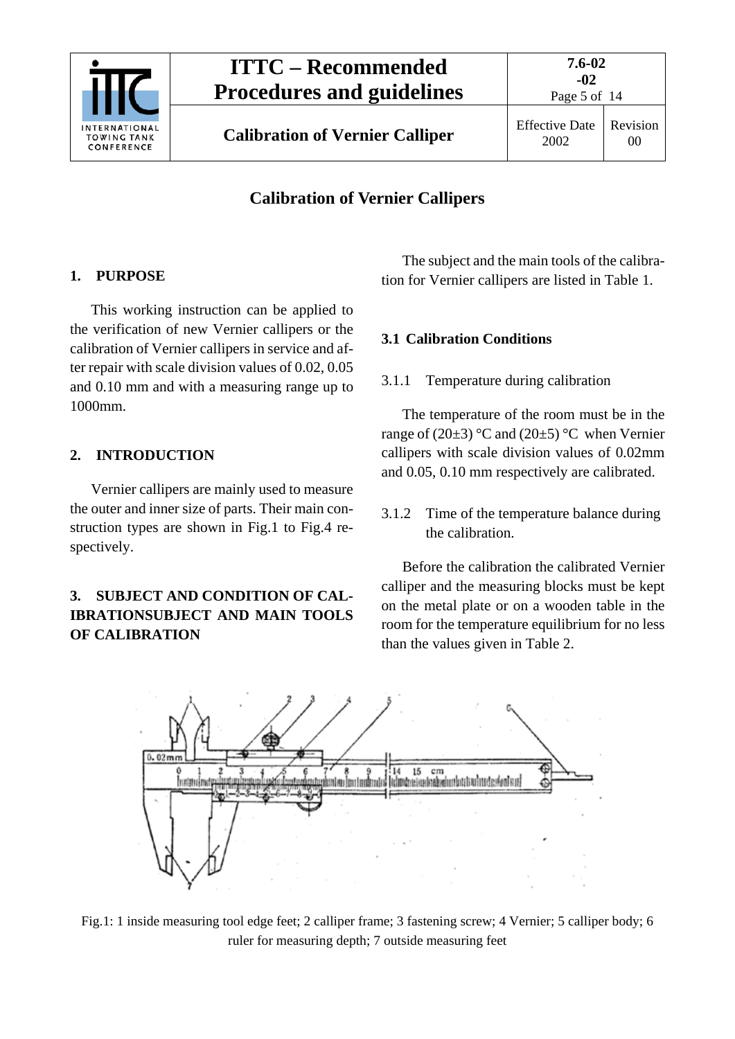# Calibration of Vernier Callipers

## 1. PURPOSE

This working instruction can be applied to the verification of new Vernier callipers or the calibration of Vernier callipers in service and after repair with scale division values of 0.02, 0.05 and 0.10 mm and with a measuring range up to 1000mm.

## 2. INTRODUCTION

Vernier callipers are mainly used to measure the outer and inner size of parts. Their main construction types are shown in Fig.1 to Fig.4 respectively.

## 3. SUBJECT AND CONDITION OF CALIBRATIONSUBJECT AND MAIN TOOLS OF CALIBRATION

The subject and the main tools of the calibration for Vernier callipers are listed in Table 1.

### 3.1 Calibration Conditions

3.1.1 Temperature during calibration

The temperature of the room must be in the range of (20±3) °C and (20±5) °C when Vernier callipers with scale division values of 0.02mm and 0.05, 0.10 mm respectively are calibrated.

3.1.2 Time of the temperature balance during the calibration.

Before the calibration the calibrated Vernier calliper and the measuring blocks must be kept on the metal plate or on a wooden table in the room for the temperature equilibrium for no less than the values given in Table 2.

Fig.1: 1 inside measuring tool edge feet; 2 calliper frame; 3 fastening screw; 4 Vernier; 5 calliper body; 6 ruler for measuring depth; 7 outside measuring feet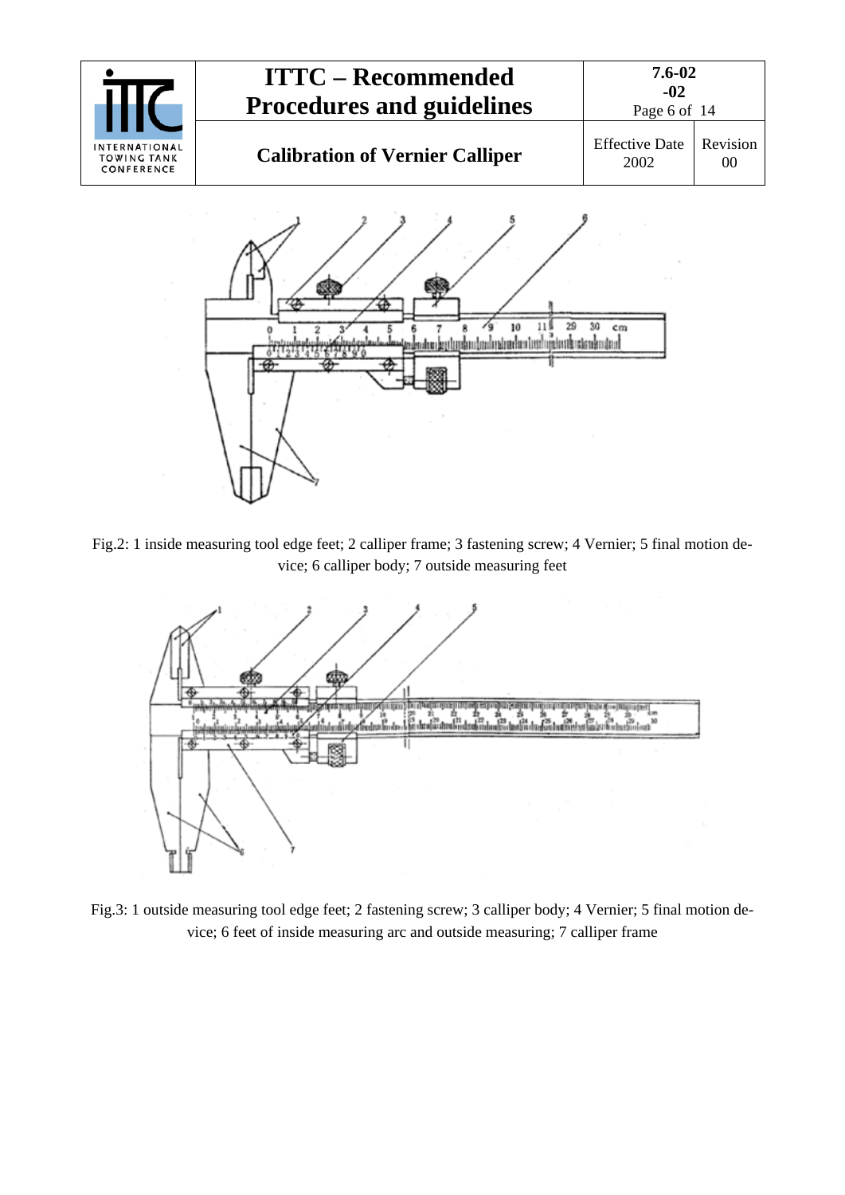Fig.2: 1 inside measuring tool edge feet; 2 calliper frame; 3 fastening screw; 4 Vernier; 5 final motion device; 6 calliper body; 7 outside measuring feet

Fig.3: 1 outside measuring tool edge feet; 2 fastening screw; 3 calliper body; 4 Vernier; 5 final motion device; 6 feet of inside measuring arc and outside measuring; 7 calliper frame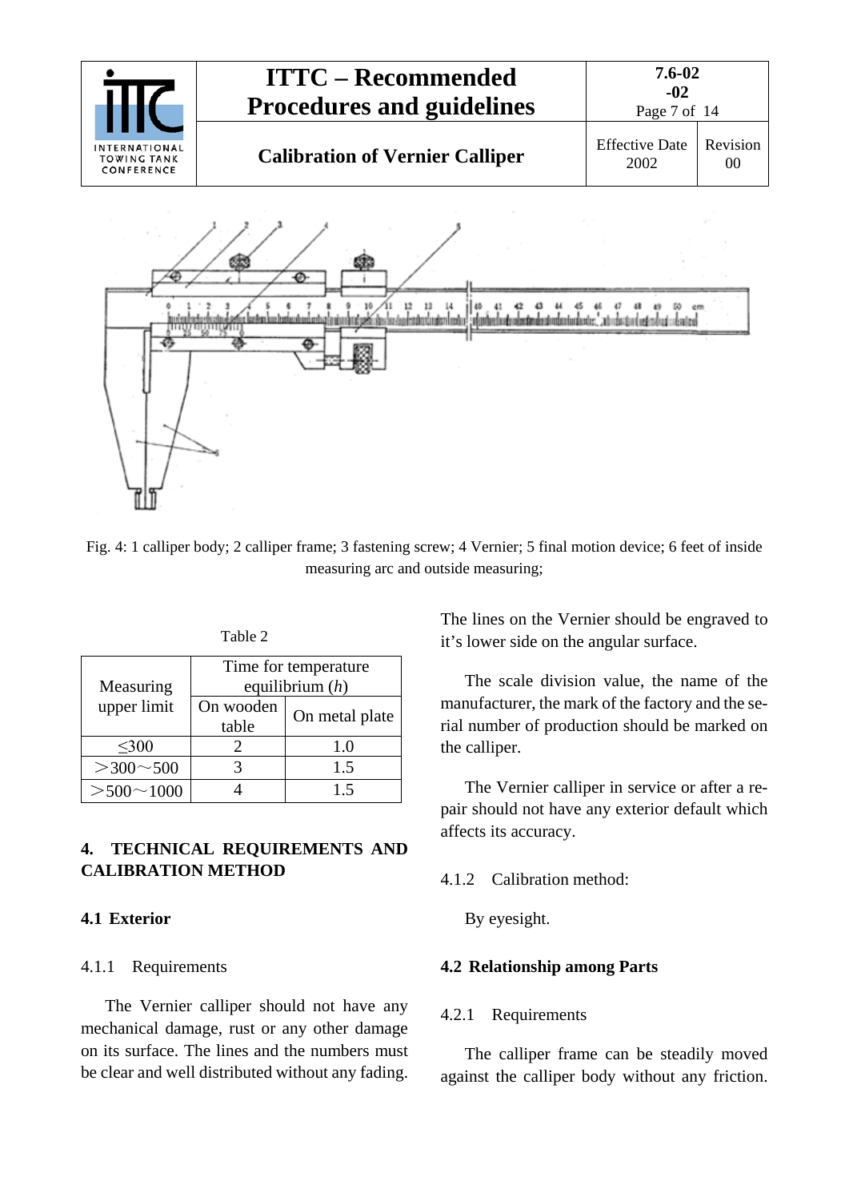Fig. 4: 1 calliper body; 2 calliper frame; 3 fastening screw; 4 Vernier; 5 final motion device; 6 feet of inside measuring arc and outside measuring;

Table 2

| Measuring upper limit | Time for temperature equilibrium (*h*) | |
|---|---|---|
| | On wooden table | On metal plate |
| ≤300 | 2 | 1.0 |
| ＞300～500 | 3 | 1.5 |
| ＞500～1000 | 4 | 1.5 |

## 4. TECHNICAL REQUIREMENTS AND CALIBRATION METHOD

### 4.1 Exterior

4.1.1 Requirements

The Vernier calliper should not have any mechanical damage, rust or any other damage on its surface. The lines and the numbers must be clear and well distributed without any fading. The lines on the Vernier should be engraved to it's lower side on the angular surface.

The scale division value, the name of the manufacturer, the mark of the factory and the serial number of production should be marked on the calliper.

The Vernier calliper in service or after a repair should not have any exterior default which affects its accuracy.

4.1.2 Calibration method:

By eyesight.

### 4.2 Relationship among Parts

4.2.1 Requirements

The calliper frame can be steadily moved against the calliper body without any friction.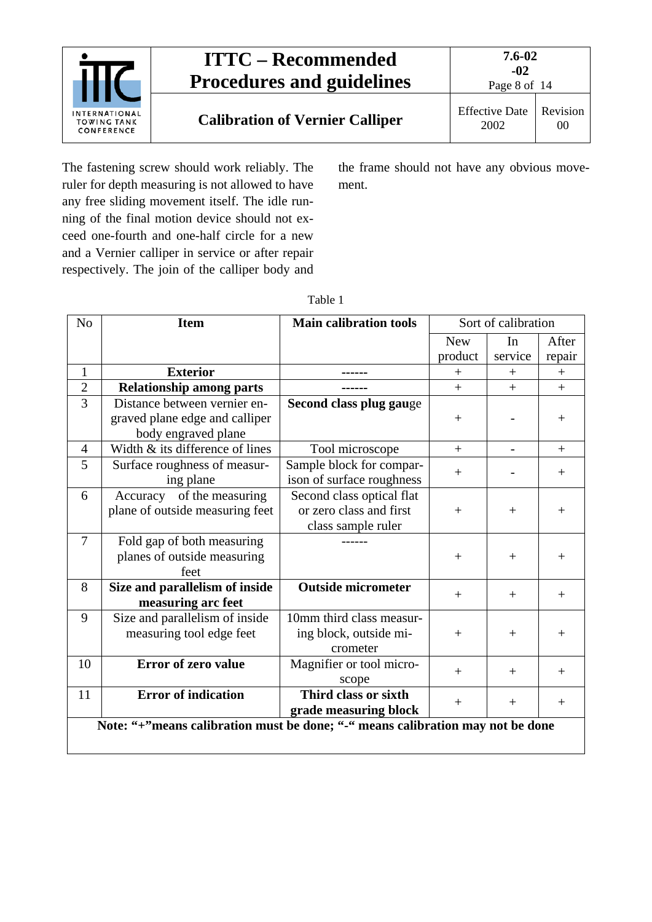The fastening screw should work reliably. The ruler for depth measuring is not allowed to have any free sliding movement itself. The idle running of the final motion device should not exceed one-fourth and one-half circle for a new and a Vernier calliper in service or after repair respectively. The join of the calliper body and the frame should not have any obvious movement.

Table 1

| No | Item | Main calibration tools | Sort of calibration | | |
|---|---|---|---|---|---|
| | | | New product | In service | After repair |
| 1 | **Exterior** | ------ | + | + | + |
| 2 | **Relationship among parts** | ------ | + | + | + |
| 3 | Distance between vernier engraved plane edge and calliper body engraved plane | **Second class plug gau**ge | + | - | + |
| 4 | Width & its difference of lines | Tool microscope | + | - | + |
| 5 | Surface roughness of measuring plane | Sample block for comparison of surface roughness | + | - | + |
| 6 | Accuracy of the measuring plane of outside measuring feet | Second class optical flat or zero class and first class sample ruler | + | + | + |
| 7 | Fold gap of both measuring planes of outside measuring feet | ------ | + | + | + |
| 8 | **Size and parallelism of inside measuring arc feet** | **Outside micrometer** | + | + | + |
| 9 | Size and parallelism of inside measuring tool edge feet | 10mm third class measuring block, outside micrometer | + | + | + |
| 10 | **Error of zero value** | Magnifier or tool microscope | + | + | + |
| 11 | **Error of indication** | **Third class or sixth grade measuring block** | + | + | + |

**Note: "+"means calibration must be done; "-" means calibration may not be done**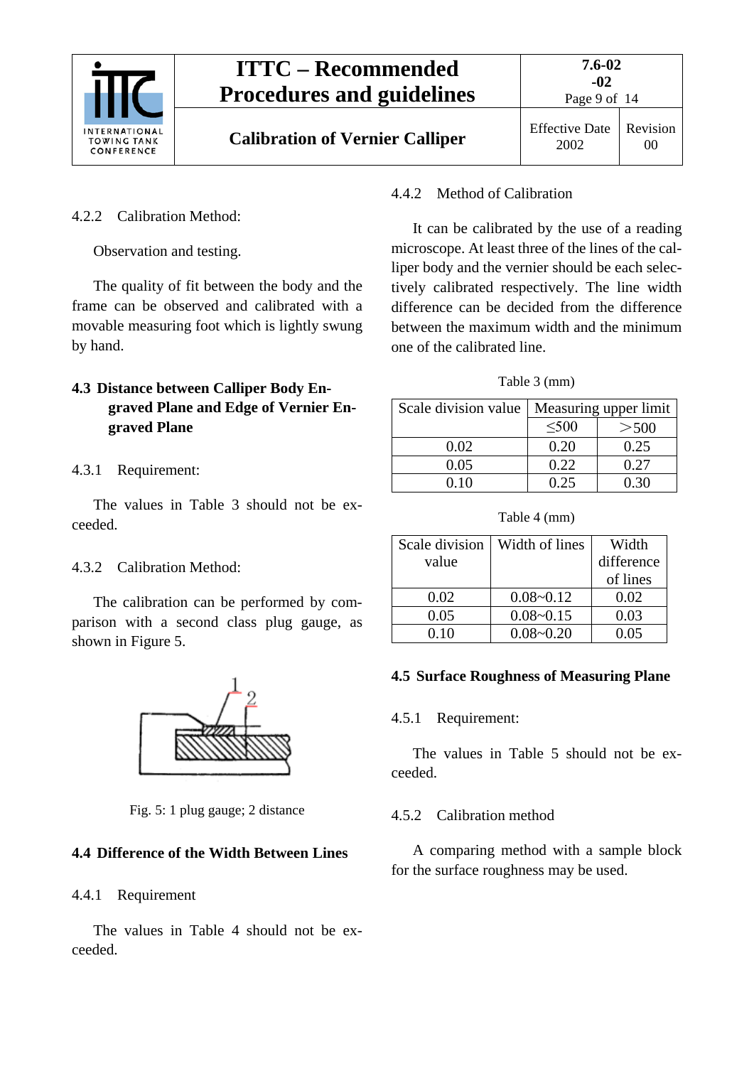4.2.2 Calibration Method:

Observation and testing.

The quality of fit between the body and the frame can be observed and calibrated with a movable measuring foot which is lightly swung by hand.

## 4.3 Distance between Calliper Body Engraved Plane and Edge of Vernier Engraved Plane

4.3.1 Requirement:

The values in Table 3 should not be exceeded.

4.3.2 Calibration Method:

The calibration can be performed by comparison with a second class plug gauge, as shown in Figure 5.

Fig. 5: 1 plug gauge; 2 distance

## 4.4 Difference of the Width Between Lines

4.4.1 Requirement

The values in Table 4 should not be exceeded.

4.4.2 Method of Calibration

It can be calibrated by the use of a reading microscope. At least three of the lines of the calliper body and the vernier should be each selectively calibrated respectively. The line width difference can be decided from the difference between the maximum width and the minimum one of the calibrated line.

Table 3 (mm)

| Scale division value | Measuring upper limit | |
|---|---|---|
| | ≤500 | >500 |
| 0.02 | 0.20 | 0.25 |
| 0.05 | 0.22 | 0.27 |
| 0.10 | 0.25 | 0.30 |

Table 4 (mm)

| Scale division value | Width of lines | Width difference of lines |
|---|---|---|
| 0.02 | 0.08~0.12 | 0.02 |
| 0.05 | 0.08~0.15 | 0.03 |
| 0.10 | 0.08~0.20 | 0.05 |

## 4.5 Surface Roughness of Measuring Plane

4.5.1 Requirement:

The values in Table 5 should not be exceeded.

4.5.2 Calibration method

A comparing method with a sample block for the surface roughness may be used.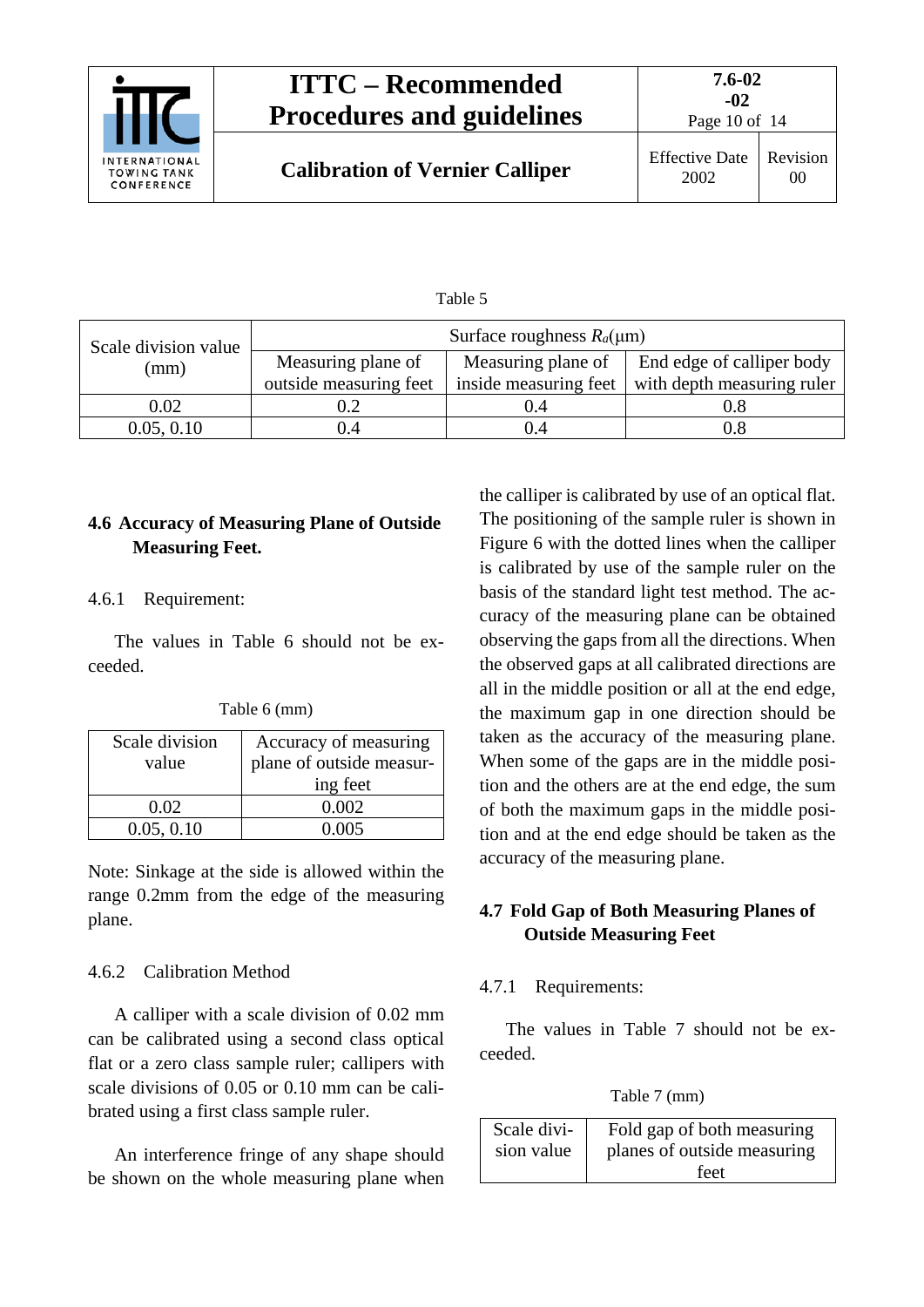Table 5

| Scale division value (mm) | Surface roughness $R_a$(μm) | | |
|---|---|---|---|
| | Measuring plane of outside measuring feet | Measuring plane of inside measuring feet | End edge of calliper body with depth measuring ruler |
| 0.02 | 0.2 | 0.4 | 0.8 |
| 0.05, 0.10 | 0.4 | 0.4 | 0.8 |

## 4.6 Accuracy of Measuring Plane of Outside Measuring Feet.

4.6.1 Requirement:

The values in Table 6 should not be exceeded.

Table 6 (mm)

| Scale division value | Accuracy of measuring plane of outside measuring feet |
|---|---|
| 0.02 | 0.002 |
| 0.05, 0.10 | 0.005 |

Note: Sinkage at the side is allowed within the range 0.2mm from the edge of the measuring plane.

4.6.2 Calibration Method

A calliper with a scale division of 0.02 mm can be calibrated using a second class optical flat or a zero class sample ruler; callipers with scale divisions of 0.05 or 0.10 mm can be calibrated using a first class sample ruler.

An interference fringe of any shape should be shown on the whole measuring plane when the calliper is calibrated by use of an optical flat. The positioning of the sample ruler is shown in Figure 6 with the dotted lines when the calliper is calibrated by use of the sample ruler on the basis of the standard light test method. The accuracy of the measuring plane can be obtained observing the gaps from all the directions. When the observed gaps at all calibrated directions are all in the middle position or all at the end edge, the maximum gap in one direction should be taken as the accuracy of the measuring plane. When some of the gaps are in the middle position and the others are at the end edge, the sum of both the maximum gaps in the middle position and at the end edge should be taken as the accuracy of the measuring plane.

## 4.7 Fold Gap of Both Measuring Planes of Outside Measuring Feet

4.7.1 Requirements:

The values in Table 7 should not be exceeded.

Table 7 (mm)

| Scale division value | Fold gap of both measuring planes of outside measuring feet |
|---|---|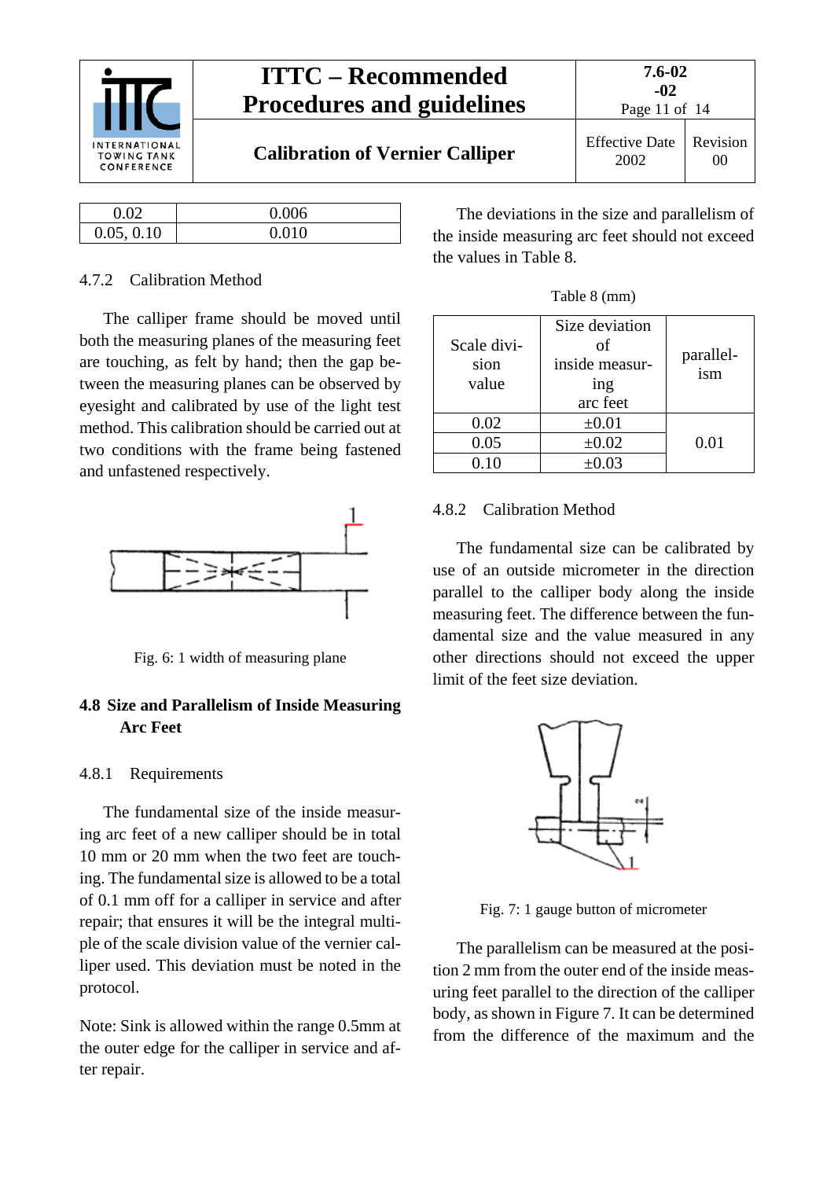| 0.02 | 0.006 |
|---|---|
| 0.05, 0.10 | 0.010 |

4.7.2 Calibration Method

The calliper frame should be moved until both the measuring planes of the measuring feet are touching, as felt by hand; then the gap between the measuring planes can be observed by eyesight and calibrated by use of the light test method. This calibration should be carried out at two conditions with the frame being fastened and unfastened respectively.

Fig. 6: 1 width of measuring plane

## 4.8 Size and Parallelism of Inside Measuring Arc Feet

4.8.1 Requirements

The fundamental size of the inside measuring arc feet of a new calliper should be in total 10 mm or 20 mm when the two feet are touching. The fundamental size is allowed to be a total of 0.1 mm off for a calliper in service and after repair; that ensures it will be the integral multiple of the scale division value of the vernier calliper used. This deviation must be noted in the protocol.

Note: Sink is allowed within the range 0.5mm at the outer edge for the calliper in service and after repair.

The deviations in the size and parallelism of the inside measuring arc feet should not exceed the values in Table 8.

Table 8 (mm)

| Scale division value | Size deviation of inside measuring arc feet | parallelism |
|---|---|---|
| 0.02 | ±0.01 | 0.01 |
| 0.05 | ±0.02 | |
| 0.10 | ±0.03 | |

4.8.2 Calibration Method

The fundamental size can be calibrated by use of an outside micrometer in the direction parallel to the calliper body along the inside measuring feet. The difference between the fundamental size and the value measured in any other directions should not exceed the upper limit of the feet size deviation.

Fig. 7: 1 gauge button of micrometer

The parallelism can be measured at the position 2 mm from the outer end of the inside measuring feet parallel to the direction of the calliper body, as shown in Figure 7. It can be determined from the difference of the maximum and the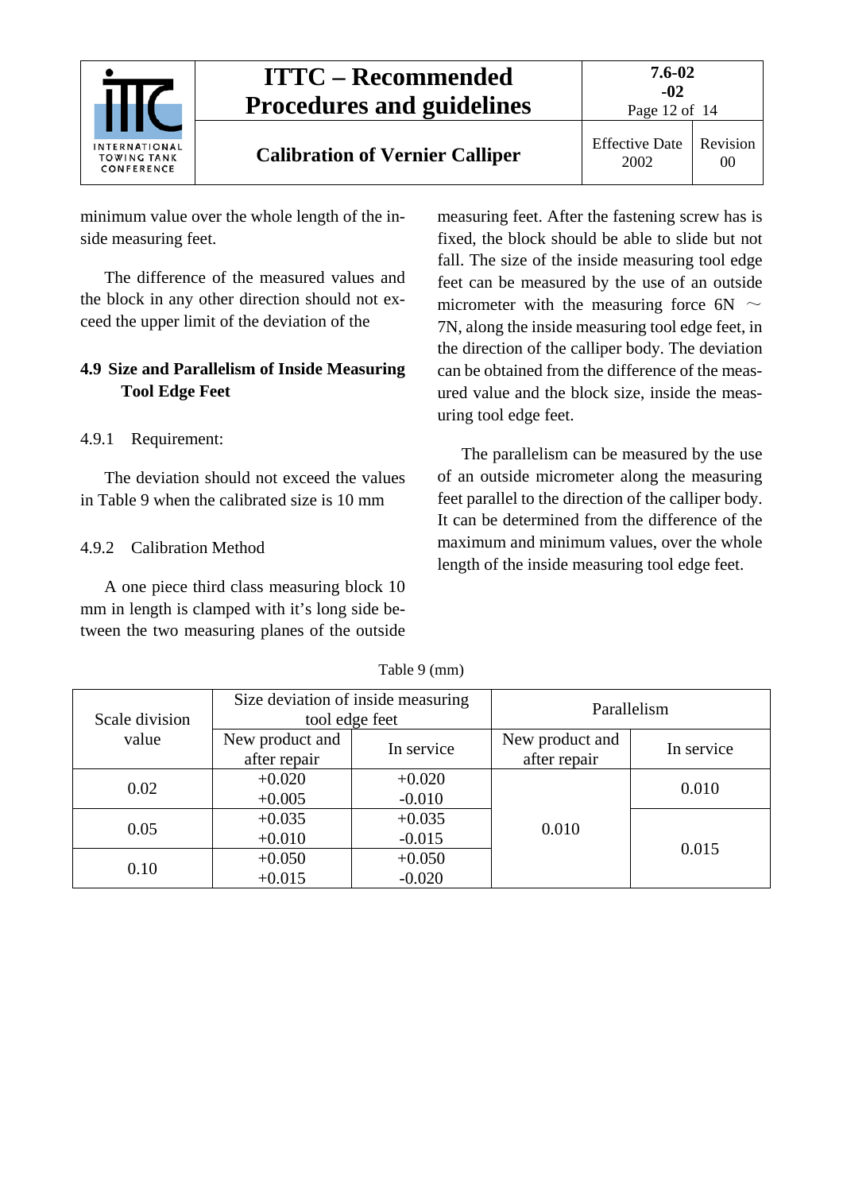minimum value over the whole length of the inside measuring feet.

The difference of the measured values and the block in any other direction should not exceed the upper limit of the deviation of the

### 4.9 Size and Parallelism of Inside Measuring Tool Edge Feet

4.9.1 Requirement:

The deviation should not exceed the values in Table 9 when the calibrated size is 10 mm

4.9.2 Calibration Method

A one piece third class measuring block 10 mm in length is clamped with it's long side between the two measuring planes of the outside measuring feet. After the fastening screw has is fixed, the block should be able to slide but not fall. The size of the inside measuring tool edge feet can be measured by the use of an outside micrometer with the measuring force 6N ～ 7N, along the inside measuring tool edge feet, in the direction of the calliper body. The deviation can be obtained from the difference of the measured value and the block size, inside the measuring tool edge feet.

The parallelism can be measured by the use of an outside micrometer along the measuring feet parallel to the direction of the calliper body. It can be determined from the difference of the maximum and minimum values, over the whole length of the inside measuring tool edge feet.

Table 9 (mm)

| Scale division value | Size deviation of inside measuring tool edge feet | | Parallelism | |
|---|---|---|---|---|
| | New product and after repair | In service | New product and after repair | In service |
| 0.02 | +0.020<br>+0.005 | +0.020<br>-0.010 | 0.010 | 0.010 |
| 0.05 | +0.035<br>+0.010 | +0.035<br>-0.015 | | 0.015 |
| 0.10 | +0.050<br>+0.015 | +0.050<br>-0.020 | | |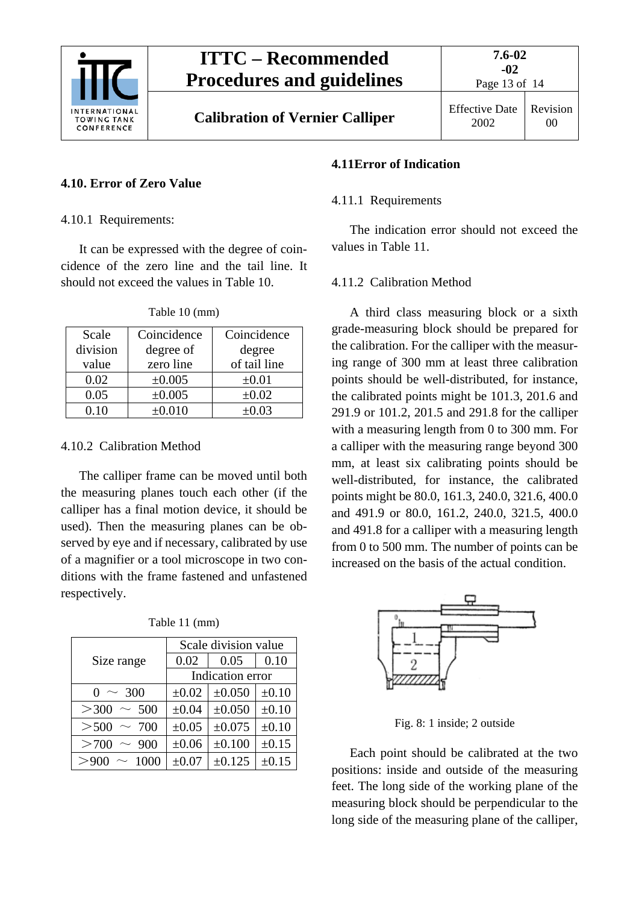## 4.10. Error of Zero Value

4.10.1 Requirements:

It can be expressed with the degree of coincidence of the zero line and the tail line. It should not exceed the values in Table 10.

Table 10 (mm)

| Scale division value | Coincidence degree of zero line | Coincidence degree of tail line |
|---|---|---|
| 0.02 | ±0.005 | ±0.01 |
| 0.05 | ±0.005 | ±0.02 |
| 0.10 | ±0.010 | ±0.03 |

4.10.2 Calibration Method

The calliper frame can be moved until both the measuring planes touch each other (if the calliper has a final motion device, it should be used). Then the measuring planes can be observed by eye and if necessary, calibrated by use of a magnifier or a tool microscope in two conditions with the frame fastened and unfastened respectively.

Table 11 (mm)

| Size range | Scale division value | | |
|---|---|---|---|
| | 0.02 | 0.05 | 0.10 |
| | Indication error | | |
| 0 ～ 300 | ±0.02 | ±0.050 | ±0.10 |
| ＞300 ～ 500 | ±0.04 | ±0.050 | ±0.10 |
| ＞500 ～ 700 | ±0.05 | ±0.075 | ±0.10 |
| ＞700 ～ 900 | ±0.06 | ±0.100 | ±0.15 |
| ＞900 ～ 1000 | ±0.07 | ±0.125 | ±0.15 |

## 4.11 Error of Indication

4.11.1 Requirements

The indication error should not exceed the values in Table 11.

4.11.2 Calibration Method

A third class measuring block or a sixth grade-measuring block should be prepared for the calibration. For the calliper with the measuring range of 300 mm at least three calibration points should be well-distributed, for instance, the calibrated points might be 101.3, 201.6 and 291.9 or 101.2, 201.5 and 291.8 for the calliper with a measuring length from 0 to 300 mm. For a calliper with the measuring range beyond 300 mm, at least six calibrating points should be well-distributed, for instance, the calibrated points might be 80.0, 161.3, 240.0, 321.6, 400.0 and 491.9 or 80.0, 161.2, 240.0, 321.5, 400.0 and 491.8 for a calliper with a measuring length from 0 to 500 mm. The number of points can be increased on the basis of the actual condition.

Fig. 8: 1 inside; 2 outside

Each point should be calibrated at the two positions: inside and outside of the measuring feet. The long side of the working plane of the measuring block should be perpendicular to the long side of the measuring plane of the calliper,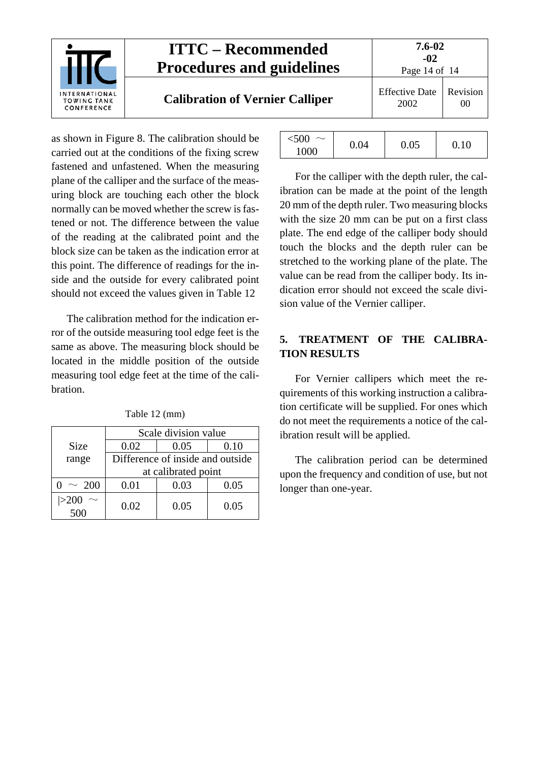as shown in Figure 8. The calibration should be carried out at the conditions of the fixing screw fastened and unfastened. When the measuring plane of the calliper and the surface of the measuring block are touching each other the block normally can be moved whether the screw is fastened or not. The difference between the value of the reading at the calibrated point and the block size can be taken as the indication error at this point. The difference of readings for the inside and the outside for every calibrated point should not exceed the values given in Table 12

The calibration method for the indication error of the outside measuring tool edge feet is the same as above. The measuring block should be located in the middle position of the outside measuring tool edge feet at the time of the calibration.

Table 12 (mm)

| Size range | Scale division value | | |
|---|---|---|---|
| | 0.02 | 0.05 | 0.10 |
| | Difference of inside and outside at calibrated point | | |
| 0 ～ 200 | 0.01 | 0.03 | 0.05 |
| >200 ～ 500 | 0.02 | 0.05 | 0.05 |
| <500 ～ 1000 | 0.04 | 0.05 | 0.10 |

For the calliper with the depth ruler, the calibration can be made at the point of the length 20 mm of the depth ruler. Two measuring blocks with the size 20 mm can be put on a first class plate. The end edge of the calliper body should touch the blocks and the depth ruler can be stretched to the working plane of the plate. The value can be read from the calliper body. Its indication error should not exceed the scale division value of the Vernier calliper.

## 5. TREATMENT OF THE CALIBRATION RESULTS

For Vernier callipers which meet the requirements of this working instruction a calibration certificate will be supplied. For ones which do not meet the requirements a notice of the calibration result will be applied.

The calibration period can be determined upon the frequency and condition of use, but not longer than one-year.